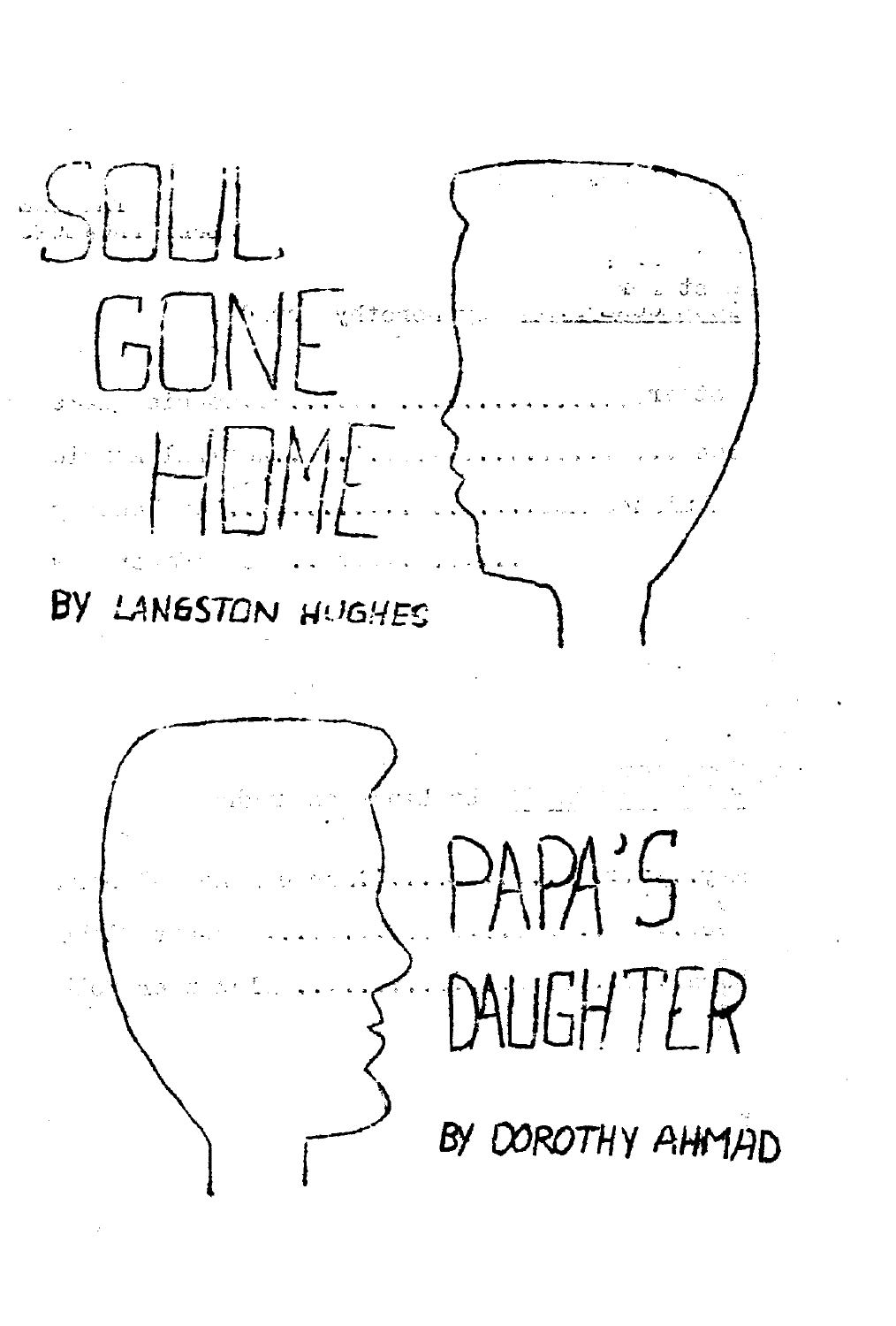# SOUL GONE HOME

BY LANGSTON HUGHES

# PAPA'S DAUGHTER

BY DOROTHY AHMAD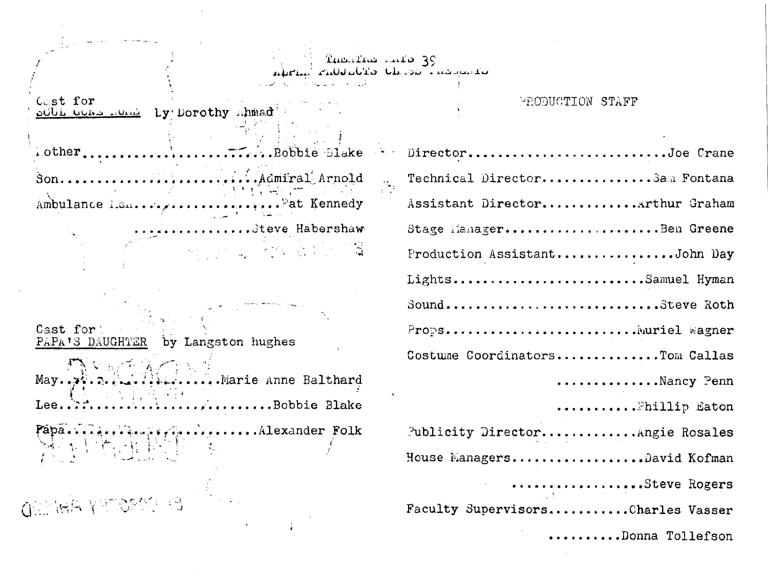THEATRE ARTS 39
APRIL PROJECTS CLASS PRESENTS

Cast for
SOUL GONE HOME by Dorothy Ahmad

Mother........................Bobbie Blake

Son........................Admiral Arnold

Ambulance Men........................Pat Kennedy

........................Steve Habershaw

Cast for
PAPA'S DAUGHTER by Langston hughes

May........................Marie Anne Balthard

Lee........................Bobbie Blake

Papa........................Alexander Folk

PRODUCTION STAFF

Director........................Joe Crane

Technical Director........................Sam Fontana

Assistant Director........................Arthur Graham

Stage Manager........................Ben Greene

Production Assistant........................John Day

Lights........................Samuel Hyman

Sound........................Steve Roth

Props........................Muriel Wagner

Costume Coordinators........................Tom Callas

........................Nancy Penn

........................Phillip Eaton

Publicity Director........................Angie Rosales

House Managers........................David Kofman

........................Steve Rogers

Faculty Supervisors........................Charles Vasser

........................Donna Tollefson